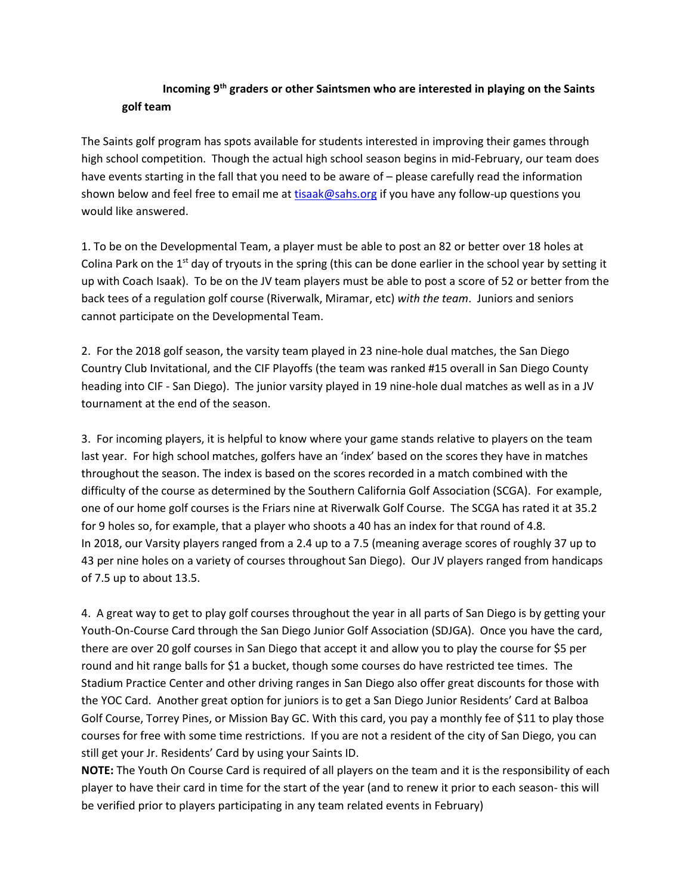**Incoming 9th graders or other Saintsmen who are interested in playing on the Saints golf team**

The Saints golf program has spots available for students interested in improving their games through high school competition. Though the actual high school season begins in mid-February, our team does have events starting in the fall that you need to be aware of – please carefully read the information shown below and feel free to email me at tisaak@sahs.org if you have any follow-up questions you would like answered.

1. To be on the Developmental Team, a player must be able to post an 82 or better over 18 holes at Colina Park on the 1st day of tryouts in the spring (this can be done earlier in the school year by setting it up with Coach Isaak). To be on the JV team players must be able to post a score of 52 or better from the back tees of a regulation golf course (Riverwalk, Miramar, etc) *with the team*. Juniors and seniors cannot participate on the Developmental Team.

2. For the 2018 golf season, the varsity team played in 23 nine-hole dual matches, the San Diego Country Club Invitational, and the CIF Playoffs (the team was ranked #15 overall in San Diego County heading into CIF - San Diego). The junior varsity played in 19 nine-hole dual matches as well as in a JV tournament at the end of the season.

3. For incoming players, it is helpful to know where your game stands relative to players on the team last year. For high school matches, golfers have an 'index' based on the scores they have in matches throughout the season. The index is based on the scores recorded in a match combined with the difficulty of the course as determined by the Southern California Golf Association (SCGA). For example, one of our home golf courses is the Friars nine at Riverwalk Golf Course. The SCGA has rated it at 35.2 for 9 holes so, for example, that a player who shoots a 40 has an index for that round of 4.8. In 2018, our Varsity players ranged from a 2.4 up to a 7.5 (meaning average scores of roughly 37 up to 43 per nine holes on a variety of courses throughout San Diego). Our JV players ranged from handicaps of 7.5 up to about 13.5.

4. A great way to get to play golf courses throughout the year in all parts of San Diego is by getting your Youth-On-Course Card through the San Diego Junior Golf Association (SDJGA). Once you have the card, there are over 20 golf courses in San Diego that accept it and allow you to play the course for $5 per round and hit range balls for $1 a bucket, though some courses do have restricted tee times. The Stadium Practice Center and other driving ranges in San Diego also offer great discounts for those with the YOC Card. Another great option for juniors is to get a San Diego Junior Residents' Card at Balboa Golf Course, Torrey Pines, or Mission Bay GC. With this card, you pay a monthly fee of $11 to play those courses for free with some time restrictions. If you are not a resident of the city of San Diego, you can still get your Jr. Residents' Card by using your Saints ID.

**NOTE:** The Youth On Course Card is required of all players on the team and it is the responsibility of each player to have their card in time for the start of the year (and to renew it prior to each season- this will be verified prior to players participating in any team related events in February)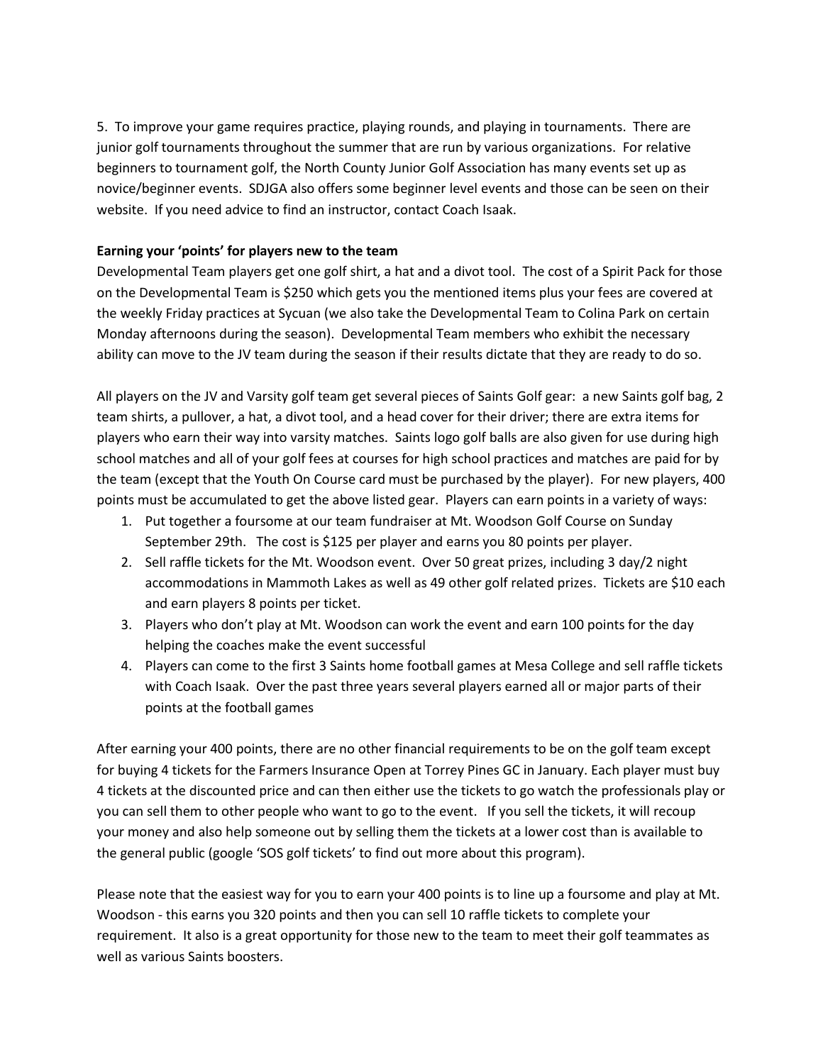5. To improve your game requires practice, playing rounds, and playing in tournaments. There are junior golf tournaments throughout the summer that are run by various organizations. For relative beginners to tournament golf, the North County Junior Golf Association has many events set up as novice/beginner events. SDJGA also offers some beginner level events and those can be seen on their website. If you need advice to find an instructor, contact Coach Isaak.

**Earning your 'points' for players new to the team**

Developmental Team players get one golf shirt, a hat and a divot tool. The cost of a Spirit Pack for those on the Developmental Team is $250 which gets you the mentioned items plus your fees are covered at the weekly Friday practices at Sycuan (we also take the Developmental Team to Colina Park on certain Monday afternoons during the season). Developmental Team members who exhibit the necessary ability can move to the JV team during the season if their results dictate that they are ready to do so.

All players on the JV and Varsity golf team get several pieces of Saints Golf gear: a new Saints golf bag, 2 team shirts, a pullover, a hat, a divot tool, and a head cover for their driver; there are extra items for players who earn their way into varsity matches. Saints logo golf balls are also given for use during high school matches and all of your golf fees at courses for high school practices and matches are paid for by the team (except that the Youth On Course card must be purchased by the player). For new players, 400 points must be accumulated to get the above listed gear. Players can earn points in a variety of ways:

1. Put together a foursome at our team fundraiser at Mt. Woodson Golf Course on Sunday September 29th. The cost is $125 per player and earns you 80 points per player.
2. Sell raffle tickets for the Mt. Woodson event. Over 50 great prizes, including 3 day/2 night accommodations in Mammoth Lakes as well as 49 other golf related prizes. Tickets are $10 each and earn players 8 points per ticket.
3. Players who don't play at Mt. Woodson can work the event and earn 100 points for the day helping the coaches make the event successful
4. Players can come to the first 3 Saints home football games at Mesa College and sell raffle tickets with Coach Isaak. Over the past three years several players earned all or major parts of their points at the football games

After earning your 400 points, there are no other financial requirements to be on the golf team except for buying 4 tickets for the Farmers Insurance Open at Torrey Pines GC in January. Each player must buy 4 tickets at the discounted price and can then either use the tickets to go watch the professionals play or you can sell them to other people who want to go to the event. If you sell the tickets, it will recoup your money and also help someone out by selling them the tickets at a lower cost than is available to the general public (google 'SOS golf tickets' to find out more about this program).

Please note that the easiest way for you to earn your 400 points is to line up a foursome and play at Mt. Woodson - this earns you 320 points and then you can sell 10 raffle tickets to complete your requirement. It also is a great opportunity for those new to the team to meet their golf teammates as well as various Saints boosters.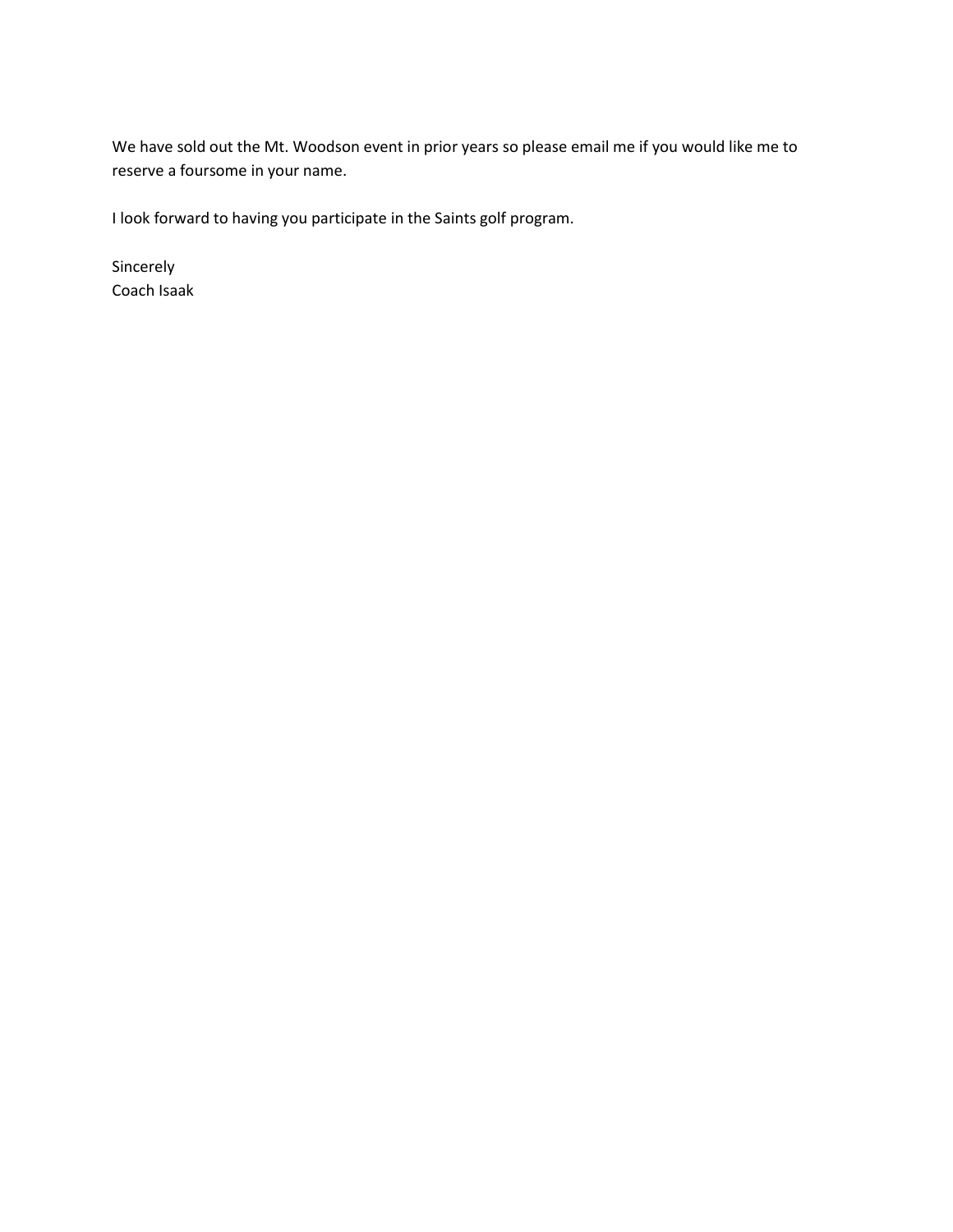We have sold out the Mt. Woodson event in prior years so please email me if you would like me to reserve a foursome in your name.

I look forward to having you participate in the Saints golf program.

Sincerely
Coach Isaak